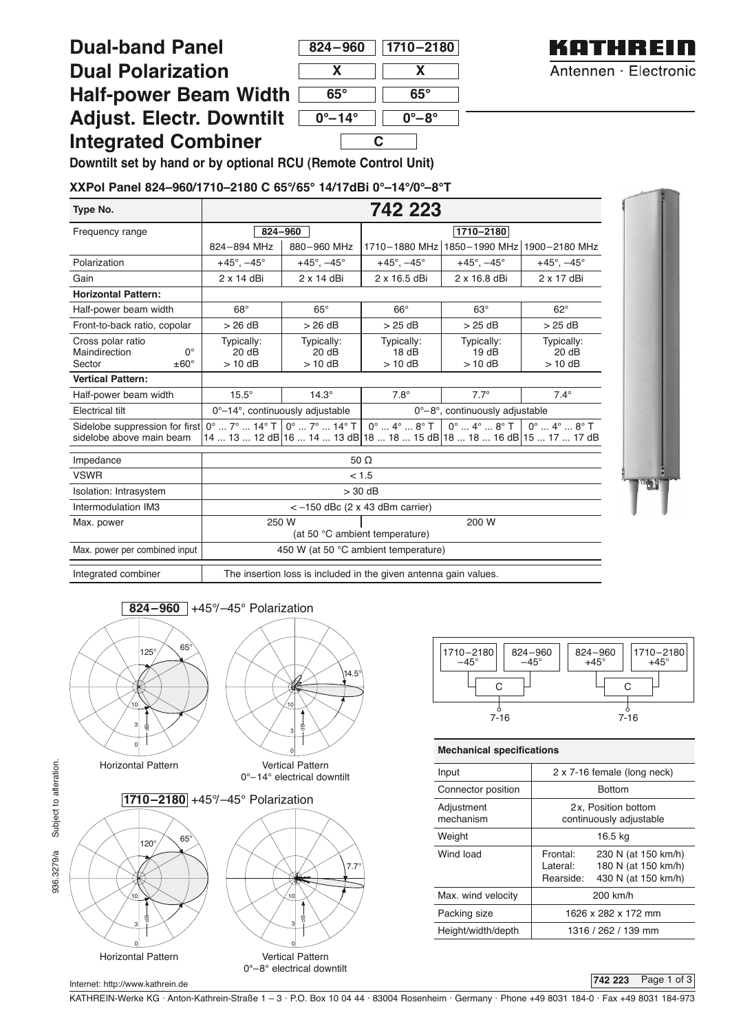# Dual-band Panel

# Dual Polarization

# Half-power Beam Width

# Adjust. Electr. Downtilt

# Integrated Combiner

| | 824–960 | 1710–2180 |
|---|---|---|
| Dual Polarization | X | X |
| Half-power Beam Width | 65° | 65° |
| Adjust. Electr. Downtilt | 0°–14° | 0°–8° |
| Integrated Combiner | C | |

KATHREIN Antennen · Electronic

**Downtilt set by hand or by optional RCU (Remote Control Unit)**

**XXPol Panel 824–960/1710–2180 C 65°/65° 14/17dBi 0°–14°/0°–8°T**

| Type No. | 742 223 | | | | |
|---|---|---|---|---|---|
| Frequency range | 824–960 | | 1710–2180 | | |
| | 824–894 MHz | 880–960 MHz | 1710–1880 MHz | 1850–1990 MHz | 1900–2180 MHz |
| Polarization | +45°, –45° | +45°, –45° | +45°, –45° | +45°, –45° | +45°, –45° |
| Gain | 2 x 14 dBi | 2 x 14 dBi | 2 x 16.5 dBi | 2 x 16.8 dBi | 2 x 17 dBi |
| **Horizontal Pattern:** | | | | | |
| Half-power beam width | 68° | 65° | 66° | 63° | 62° |
| Front-to-back ratio, copolar | > 26 dB | > 26 dB | > 25 dB | > 25 dB | > 25 dB |
| Cross polar ratio<br>Maindirection 0°<br>Sector ±60° | Typically:<br>20 dB<br>> 10 dB | Typically:<br>20 dB<br>> 10 dB | Typically:<br>18 dB<br>> 10 dB | Typically:<br>19 dB<br>> 10 dB | Typically:<br>20 dB<br>> 10 dB |
| **Vertical Pattern:** | | | | | |
| Half-power beam width | 15.5° | 14.3° | 7.8° | 7.7° | 7.4° |
| Electrical tilt | 0°–14°, continuously adjustable | | 0°–8°, continuously adjustable | | |
| Sidelobe suppression for first sidelobe above main beam | 0° ... 7° ... 14° T<br>14 ... 13 ... 12 dB | 0° ... 7° ... 14° T<br>16 ... 14 ... 13 dB | 0° ... 4° ... 8° T<br>18 ... 18 ... 15 dB | 0° ... 4° ... 8° T<br>18 ... 18 ... 16 dB | 0° ... 4° ... 8° T<br>15 ... 17 ... 17 dB |
| Impedance | 50 Ω | | | | |
| VSWR | < 1.5 | | | | |
| Isolation: Intrasystem | > 30 dB | | | | |
| Intermodulation IM3 | < –150 dBc (2 x 43 dBm carrier) | | | | |
| Max. power | 250 W (at 50 °C ambient temperature) | | 200 W | | |
| Max. power per combined input | 450 W (at 50 °C ambient temperature) | | | | |
| Integrated combiner | The insertion loss is included in the given antenna gain values. | | | | |

**824–960** +45°/–45° Polarization

Horizontal Pattern

Vertical Pattern
0°–14° electrical downtilt

**1710–2180** +45°/–45° Polarization

Horizontal Pattern

Vertical Pattern
0°–8° electrical downtilt

1710–2180 –45° / 824–960 –45° → C → 7-16; 824–960 +45° / 1710–2180 +45° → C → 7-16

**Mechanical specifications**

| | |
|---|---|
| Input | 2 x 7-16 female (long neck) |
| Connector position | Bottom |
| Adjustment mechanism | 2x, Position bottom continuously adjustable |
| Weight | 16.5 kg |
| Wind load | Frontal: 230 N (at 150 km/h)<br>Lateral: 180 N (at 150 km/h)<br>Rearside: 430 N (at 150 km/h) |
| Max. wind velocity | 200 km/h |
| Packing size | 1626 x 282 x 172 mm |
| Height/width/depth | 1316 / 262 / 139 mm |

936.3279/a Subject to alteration.

Internet: http://www.kathrein.de

KATHREIN-Werke KG · Anton-Kathrein-Straße 1 – 3 · P.O. Box 10 04 44 · 83004 Rosenheim · Germany · Phone +49 8031 184-0 · Fax +49 8031 184-973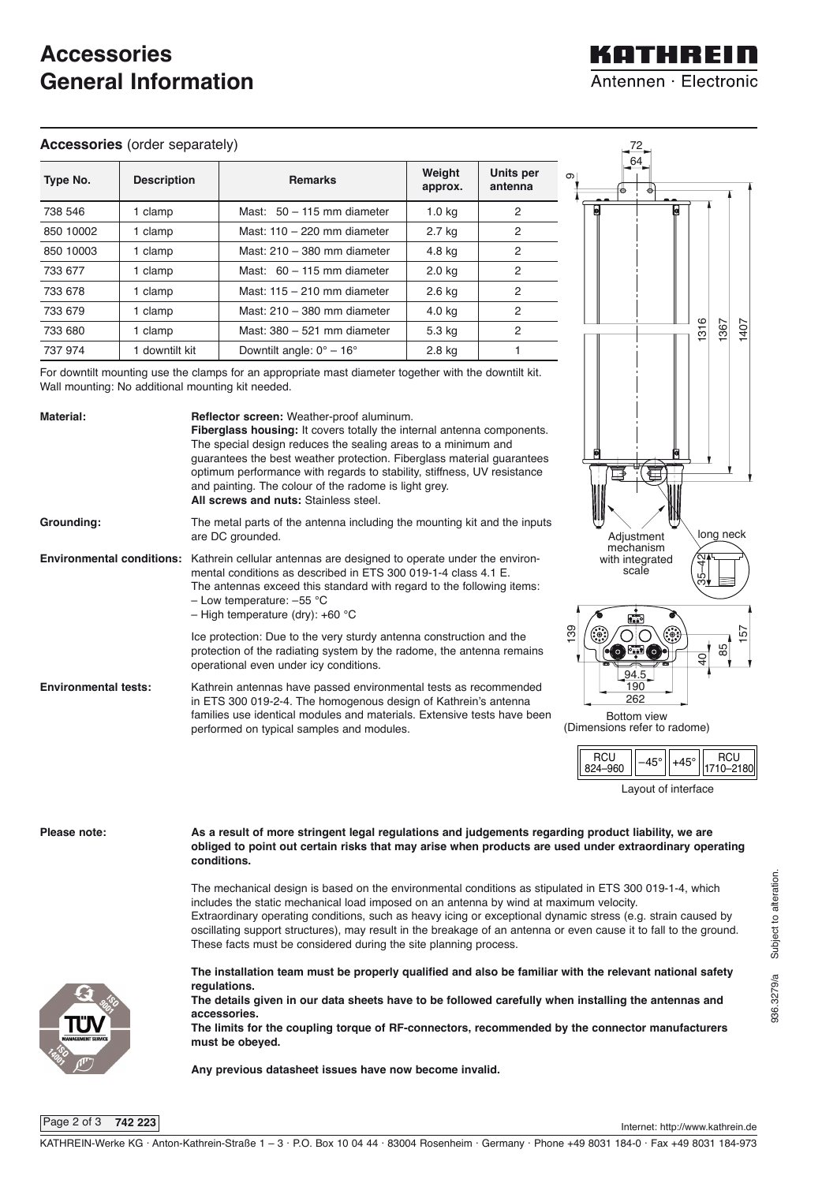# Accessories
# General Information

## Accessories (order separately)

| Type No. | Description | Remarks | Weight approx. | Units per antenna |
|---|---|---|---|---|
| 738 546 | 1 clamp | Mast: 50 – 115 mm diameter | 1.0 kg | 2 |
| 850 10002 | 1 clamp | Mast: 110 – 220 mm diameter | 2.7 kg | 2 |
| 850 10003 | 1 clamp | Mast: 210 – 380 mm diameter | 4.8 kg | 2 |
| 733 677 | 1 clamp | Mast: 60 – 115 mm diameter | 2.0 kg | 2 |
| 733 678 | 1 clamp | Mast: 115 – 210 mm diameter | 2.6 kg | 2 |
| 733 679 | 1 clamp | Mast: 210 – 380 mm diameter | 4.0 kg | 2 |
| 733 680 | 1 clamp | Mast: 380 – 521 mm diameter | 5.3 kg | 2 |
| 737 974 | 1 downtilt kit | Downtilt angle: 0° – 16° | 2.8 kg | 1 |

For downtilt mounting use the clamps for an appropriate mast diameter together with the downtilt kit.
Wall mounting: No additional mounting kit needed.

**Material:**
**Reflector screen:** Weather-proof aluminum.
**Fiberglass housing:** It covers totally the internal antenna components. The special design reduces the sealing areas to a minimum and guarantees the best weather protection. Fiberglass material guarantees optimum performance with regards to stability, stiffness, UV resistance and painting. The colour of the radome is light grey.
**All screws and nuts:** Stainless steel.

**Grounding:**
The metal parts of the antenna including the mounting kit and the inputs are DC grounded.

**Environmental conditions:**
Kathrein cellular antennas are designed to operate under the environmental conditions as described in ETS 300 019-1-4 class 4.1 E.
The antennas exceed this standard with regard to the following items:
– Low temperature: –55 °C
– High temperature (dry): +60 °C

Ice protection: Due to the very sturdy antenna construction and the protection of the radiating system by the radome, the antenna remains operational even under icy conditions.

**Environmental tests:**
Kathrein antennas have passed environmental tests as recommended in ETS 300 019-2-4. The homogenous design of Kathrein's antenna families use identical modules and materials. Extensive tests have been performed on typical samples and modules.

72
64
9
1316
1367
1407

Adjustment mechanism with integrated scale

long neck
35–42

139
94.5
190
262
40
85
157

Bottom view
(Dimensions refer to radome)

| RCU 824–960 | –45° | +45° | RCU 1710–2180 |
|---|---|---|---|

Layout of interface

**Please note:**
**As a result of more stringent legal regulations and judgements regarding product liability, we are obliged to point out certain risks that may arise when products are used under extraordinary operating conditions.**

The mechanical design is based on the environmental conditions as stipulated in ETS 300 019-1-4, which includes the static mechanical load imposed on an antenna by wind at maximum velocity.
Extraordinary operating conditions, such as heavy icing or exceptional dynamic stress (e.g. strain caused by oscillating support structures), may result in the breakage of an antenna or even cause it to fall to the ground. These facts must be considered during the site planning process.

**The installation team must be properly qualified and also be familiar with the relevant national safety regulations.**
**The details given in our data sheets have to be followed carefully when installing the antennas and accessories.**
**The limits for the coupling torque of RF-connectors, recommended by the connector manufacturers must be obeyed.**

**Any previous datasheet issues have now become invalid.**

936.3279/a Subject to alteration.

742 223

Internet: http://www.kathrein.de

KATHREIN-Werke KG · Anton-Kathrein-Straße 1 – 3 · P.O. Box 10 04 44 · 83004 Rosenheim · Germany · Phone +49 8031 184-0 · Fax +49 8031 184-973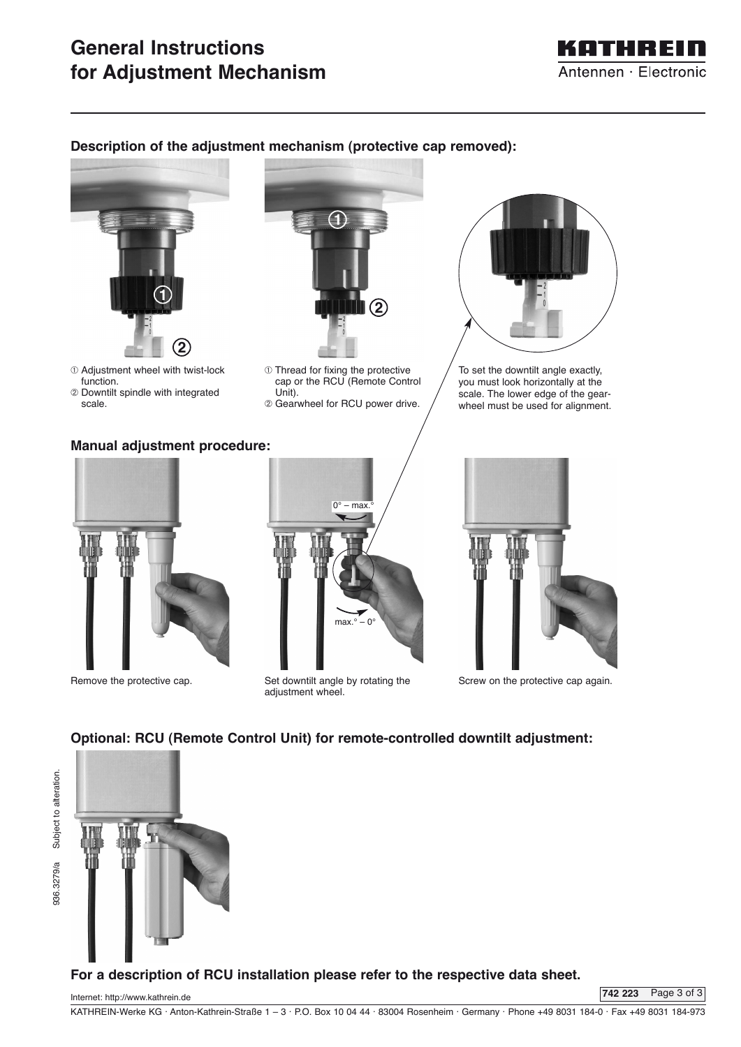# General Instructions for Adjustment Mechanism

## Description of the adjustment mechanism (protective cap removed):

① Adjustment wheel with twist-lock function.
② Downtilt spindle with integrated scale.

① Thread for fixing the protective cap or the RCU (Remote Control Unit).
② Gearwheel for RCU power drive.

To set the downtilt angle exactly, you must look horizontally at the scale. The lower edge of the gear-wheel must be used for alignment.

## Manual adjustment procedure:

Remove the protective cap.

0° – max.°

max.° – 0°

Set downtilt angle by rotating the adjustment wheel.

Screw on the protective cap again.

## Optional: RCU (Remote Control Unit) for remote-controlled downtilt adjustment:

**For a description of RCU installation please refer to the respective data sheet.**

936.3279/a Subject to alteration.

Internet: http://www.kathrein.de

742 223

KATHREIN-Werke KG · Anton-Kathrein-Straße 1 – 3 · P.O. Box 10 04 44 · 83004 Rosenheim · Germany · Phone +49 8031 184-0 · Fax +49 8031 184-973